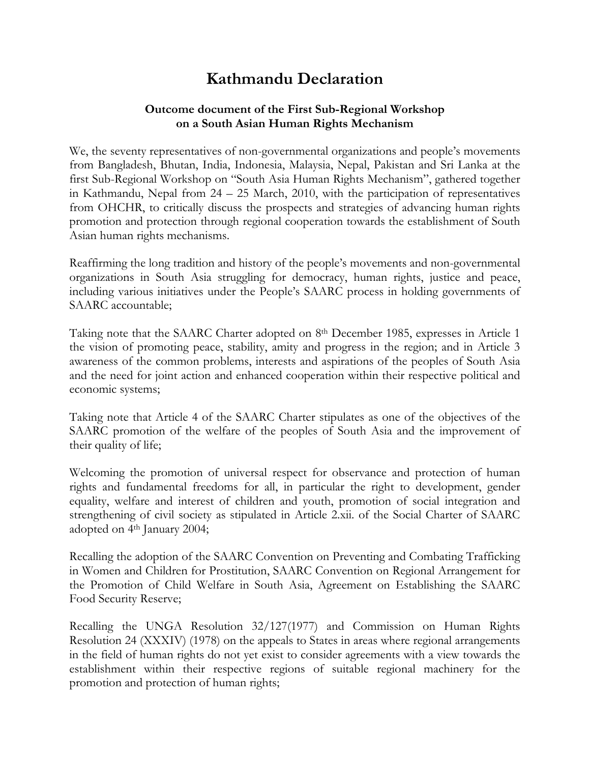# Kathmandu Declaration

**Outcome document of the First Sub-Regional Workshop on a South Asian Human Rights Mechanism**

We, the seventy representatives of non-governmental organizations and people's movements from Bangladesh, Bhutan, India, Indonesia, Malaysia, Nepal, Pakistan and Sri Lanka at the first Sub-Regional Workshop on "South Asia Human Rights Mechanism", gathered together in Kathmandu, Nepal from 24 – 25 March, 2010, with the participation of representatives from OHCHR, to critically discuss the prospects and strategies of advancing human rights promotion and protection through regional cooperation towards the establishment of South Asian human rights mechanisms.

Reaffirming the long tradition and history of the people's movements and non-governmental organizations in South Asia struggling for democracy, human rights, justice and peace, including various initiatives under the People's SAARC process in holding governments of SAARC accountable;

Taking note that the SAARC Charter adopted on 8th December 1985, expresses in Article 1 the vision of promoting peace, stability, amity and progress in the region; and in Article 3 awareness of the common problems, interests and aspirations of the peoples of South Asia and the need for joint action and enhanced cooperation within their respective political and economic systems;

Taking note that Article 4 of the SAARC Charter stipulates as one of the objectives of the SAARC promotion of the welfare of the peoples of South Asia and the improvement of their quality of life;

Welcoming the promotion of universal respect for observance and protection of human rights and fundamental freedoms for all, in particular the right to development, gender equality, welfare and interest of children and youth, promotion of social integration and strengthening of civil society as stipulated in Article 2.xii. of the Social Charter of SAARC adopted on 4th January 2004;

Recalling the adoption of the SAARC Convention on Preventing and Combating Trafficking in Women and Children for Prostitution, SAARC Convention on Regional Arrangement for the Promotion of Child Welfare in South Asia, Agreement on Establishing the SAARC Food Security Reserve;

Recalling the UNGA Resolution 32/127(1977) and Commission on Human Rights Resolution 24 (XXXIV) (1978) on the appeals to States in areas where regional arrangements in the field of human rights do not yet exist to consider agreements with a view towards the establishment within their respective regions of suitable regional machinery for the promotion and protection of human rights;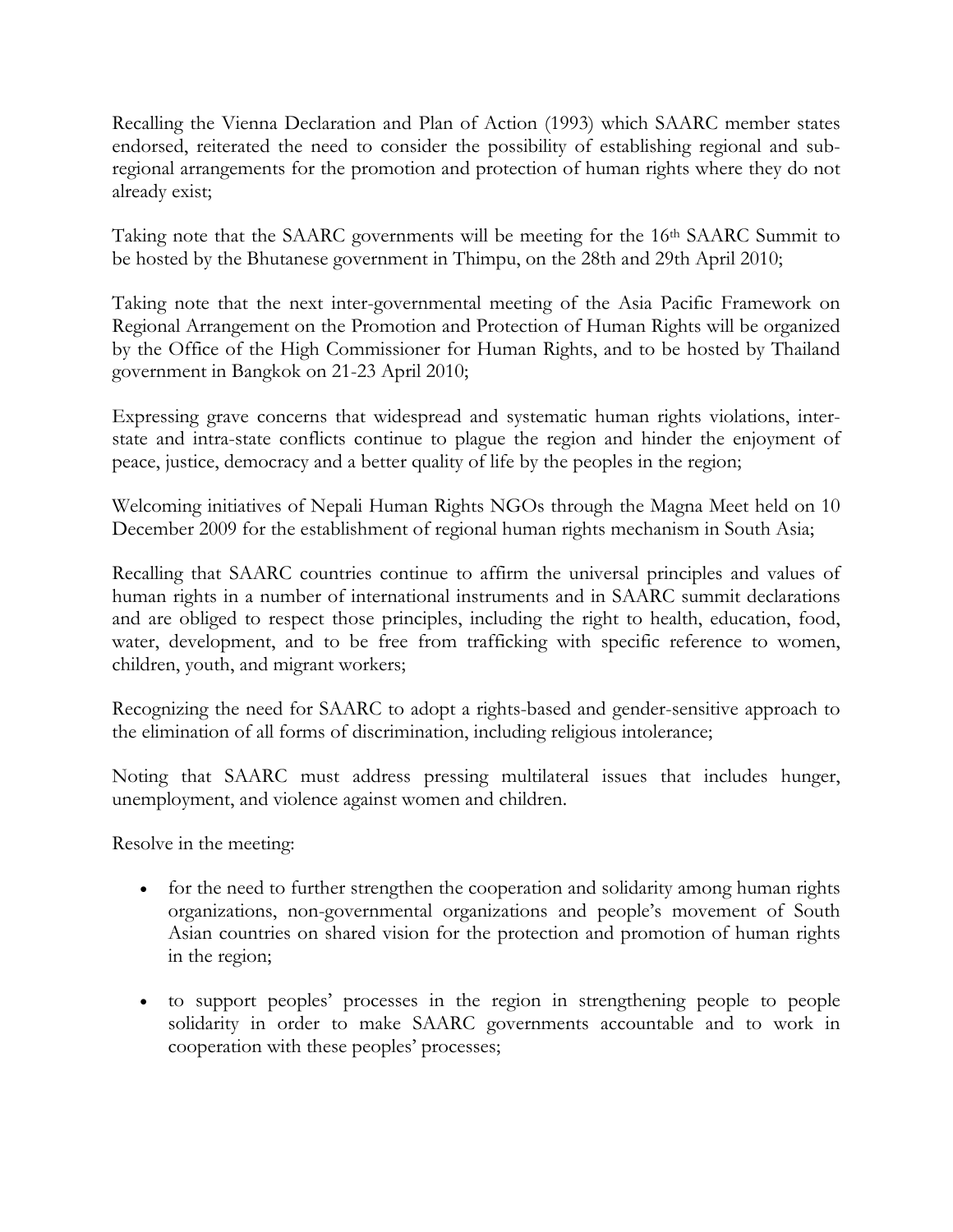Recalling the Vienna Declaration and Plan of Action (1993) which SAARC member states endorsed, reiterated the need to consider the possibility of establishing regional and sub-regional arrangements for the promotion and protection of human rights where they do not already exist;

Taking note that the SAARC governments will be meeting for the 16th SAARC Summit to be hosted by the Bhutanese government in Thimpu, on the 28th and 29th April 2010;

Taking note that the next inter-governmental meeting of the Asia Pacific Framework on Regional Arrangement on the Promotion and Protection of Human Rights will be organized by the Office of the High Commissioner for Human Rights, and to be hosted by Thailand government in Bangkok on 21-23 April 2010;

Expressing grave concerns that widespread and systematic human rights violations, inter-state and intra-state conflicts continue to plague the region and hinder the enjoyment of peace, justice, democracy and a better quality of life by the peoples in the region;

Welcoming initiatives of Nepali Human Rights NGOs through the Magna Meet held on 10 December 2009 for the establishment of regional human rights mechanism in South Asia;

Recalling that SAARC countries continue to affirm the universal principles and values of human rights in a number of international instruments and in SAARC summit declarations and are obliged to respect those principles, including the right to health, education, food, water, development, and to be free from trafficking with specific reference to women, children, youth, and migrant workers;

Recognizing the need for SAARC to adopt a rights-based and gender-sensitive approach to the elimination of all forms of discrimination, including religious intolerance;

Noting that SAARC must address pressing multilateral issues that includes hunger, unemployment, and violence against women and children.

Resolve in the meeting:

- for the need to further strengthen the cooperation and solidarity among human rights organizations, non-governmental organizations and people's movement of South Asian countries on shared vision for the protection and promotion of human rights in the region;
- to support peoples' processes in the region in strengthening people to people solidarity in order to make SAARC governments accountable and to work in cooperation with these peoples' processes;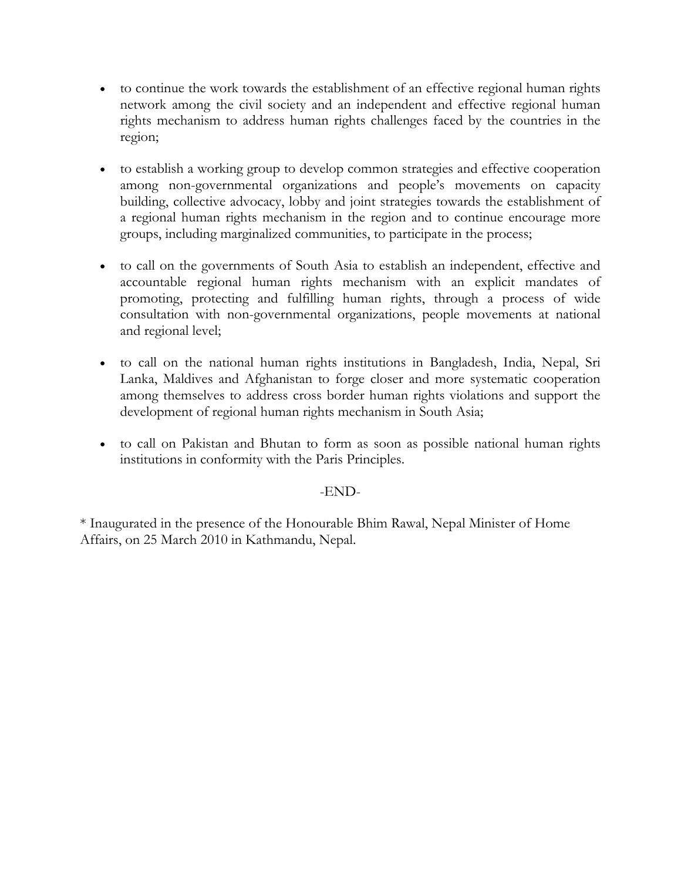- to continue the work towards the establishment of an effective regional human rights network among the civil society and an independent and effective regional human rights mechanism to address human rights challenges faced by the countries in the region;

- to establish a working group to develop common strategies and effective cooperation among non-governmental organizations and people's movements on capacity building, collective advocacy, lobby and joint strategies towards the establishment of a regional human rights mechanism in the region and to continue encourage more groups, including marginalized communities, to participate in the process;

- to call on the governments of South Asia to establish an independent, effective and accountable regional human rights mechanism with an explicit mandates of promoting, protecting and fulfilling human rights, through a process of wide consultation with non-governmental organizations, people movements at national and regional level;

- to call on the national human rights institutions in Bangladesh, India, Nepal, Sri Lanka, Maldives and Afghanistan to forge closer and more systematic cooperation among themselves to address cross border human rights violations and support the development of regional human rights mechanism in South Asia;

- to call on Pakistan and Bhutan to form as soon as possible national human rights institutions in conformity with the Paris Principles.

-END-

* Inaugurated in the presence of the Honourable Bhim Rawal, Nepal Minister of Home Affairs, on 25 March 2010 in Kathmandu, Nepal.